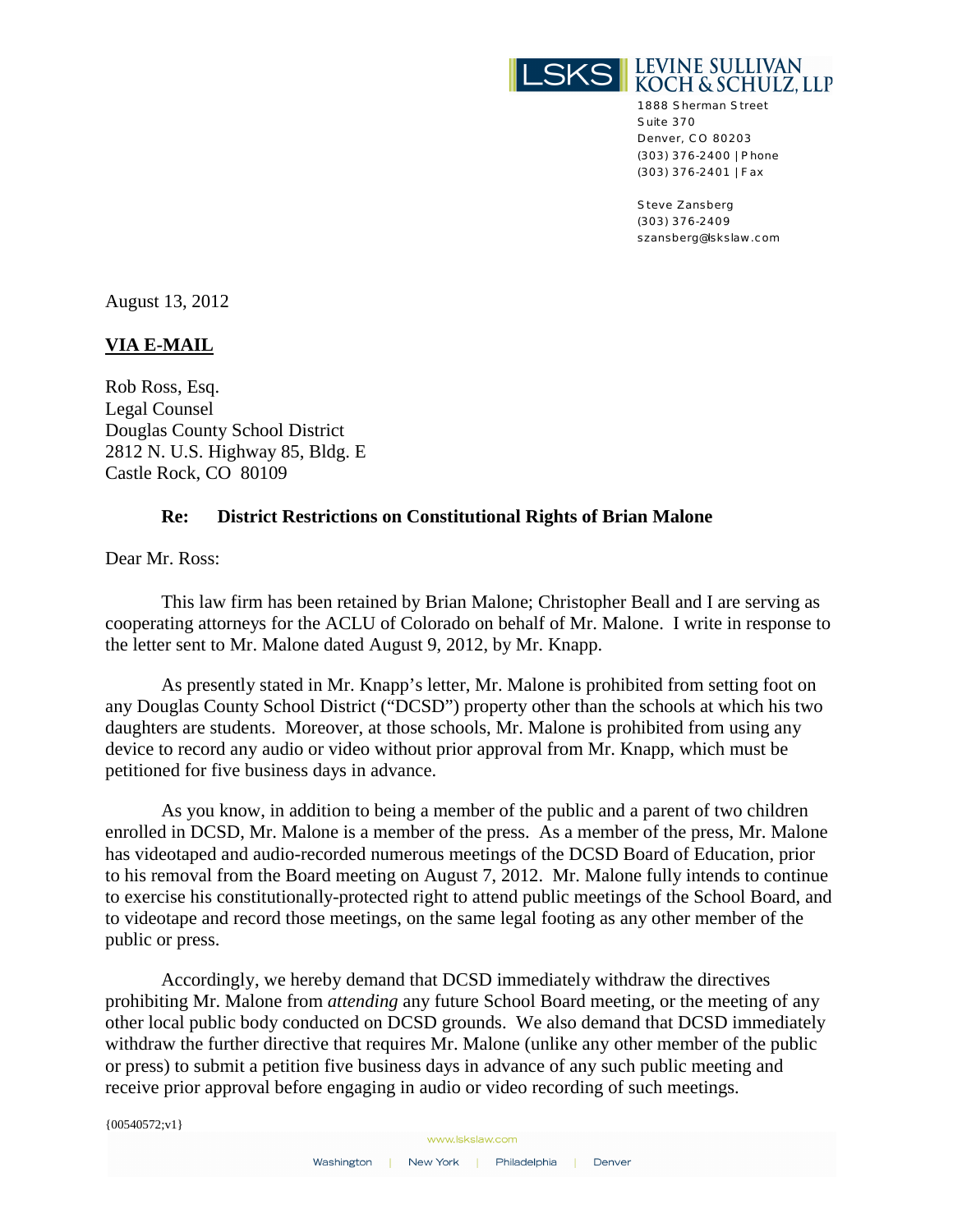LSKS LEVINE SULLIVAN KOCH & SCHULZ, LLP

1888 Sherman Street
Suite 370
Denver, CO 80203
(303) 376-2400 | Phone
(303) 376-2401 | Fax

Steve Zansberg
(303) 376-2409
szansberg@lskslaw.com

August 13, 2012

**VIA E-MAIL**

Rob Ross, Esq.
Legal Counsel
Douglas County School District
2812 N. U.S. Highway 85, Bldg. E
Castle Rock, CO 80109

**Re: District Restrictions on Constitutional Rights of Brian Malone**

Dear Mr. Ross:

This law firm has been retained by Brian Malone; Christopher Beall and I are serving as cooperating attorneys for the ACLU of Colorado on behalf of Mr. Malone. I write in response to the letter sent to Mr. Malone dated August 9, 2012, by Mr. Knapp.

As presently stated in Mr. Knapp's letter, Mr. Malone is prohibited from setting foot on any Douglas County School District ("DCSD") property other than the schools at which his two daughters are students. Moreover, at those schools, Mr. Malone is prohibited from using any device to record any audio or video without prior approval from Mr. Knapp, which must be petitioned for five business days in advance.

As you know, in addition to being a member of the public and a parent of two children enrolled in DCSD, Mr. Malone is a member of the press. As a member of the press, Mr. Malone has videotaped and audio-recorded numerous meetings of the DCSD Board of Education, prior to his removal from the Board meeting on August 7, 2012. Mr. Malone fully intends to continue to exercise his constitutionally-protected right to attend public meetings of the School Board, and to videotape and record those meetings, on the same legal footing as any other member of the public or press.

Accordingly, we hereby demand that DCSD immediately withdraw the directives prohibiting Mr. Malone from *attending* any future School Board meeting, or the meeting of any other local public body conducted on DCSD grounds. We also demand that DCSD immediately withdraw the further directive that requires Mr. Malone (unlike any other member of the public or press) to submit a petition five business days in advance of any such public meeting and receive prior approval before engaging in audio or video recording of such meetings.

{00540572;v1}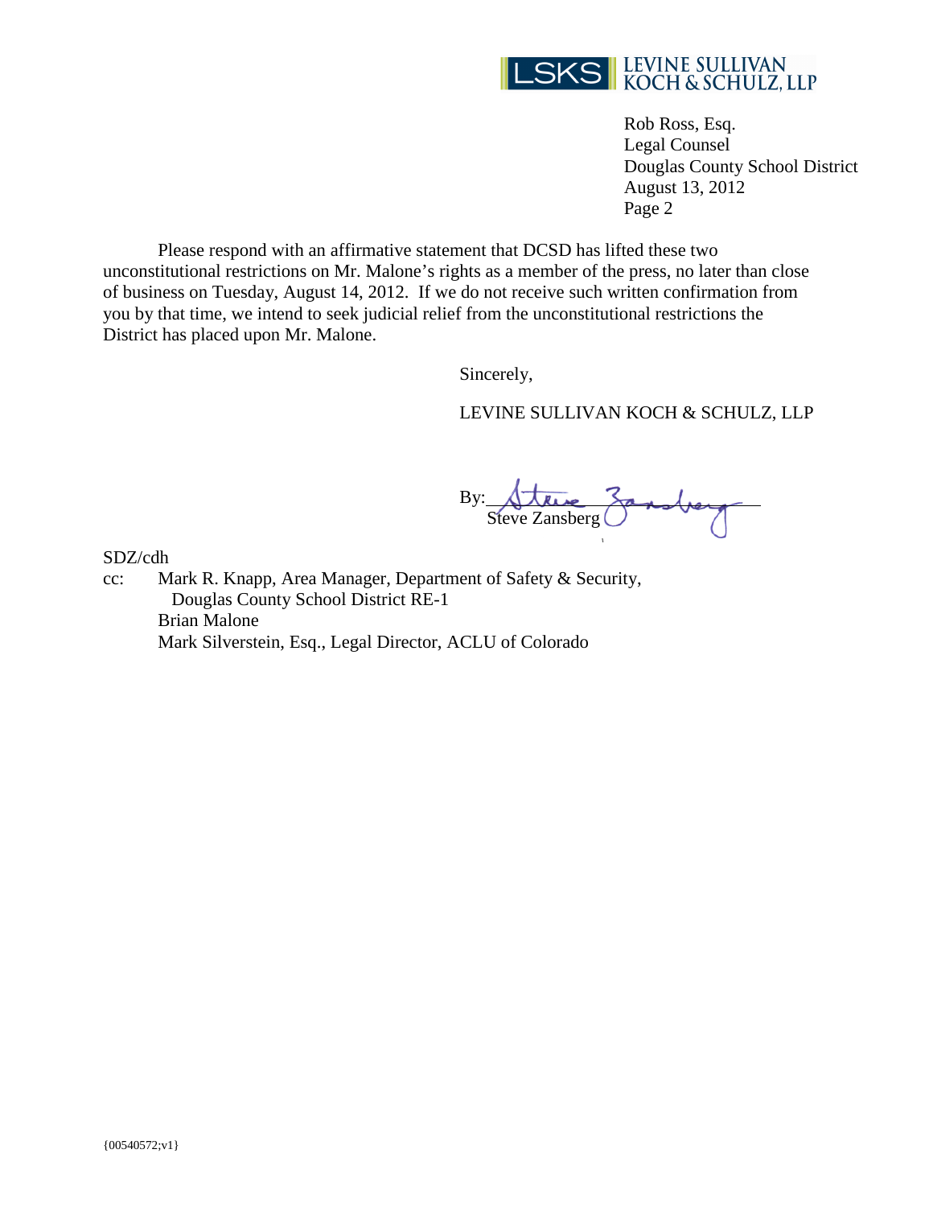Please respond with an affirmative statement that DCSD has lifted these two unconstitutional restrictions on Mr. Malone's rights as a member of the press, no later than close of business on Tuesday, August 14, 2012. If we do not receive such written confirmation from you by that time, we intend to seek judicial relief from the unconstitutional restrictions the District has placed upon Mr. Malone.

Sincerely,

LEVINE SULLIVAN KOCH & SCHULZ, LLP

By: Steve Zansberg

SDZ/cdh

cc: Mark R. Knapp, Area Manager, Department of Safety & Security, Douglas County School District RE-1
Brian Malone
Mark Silverstein, Esq., Legal Director, ACLU of Colorado

{00540572;v1}